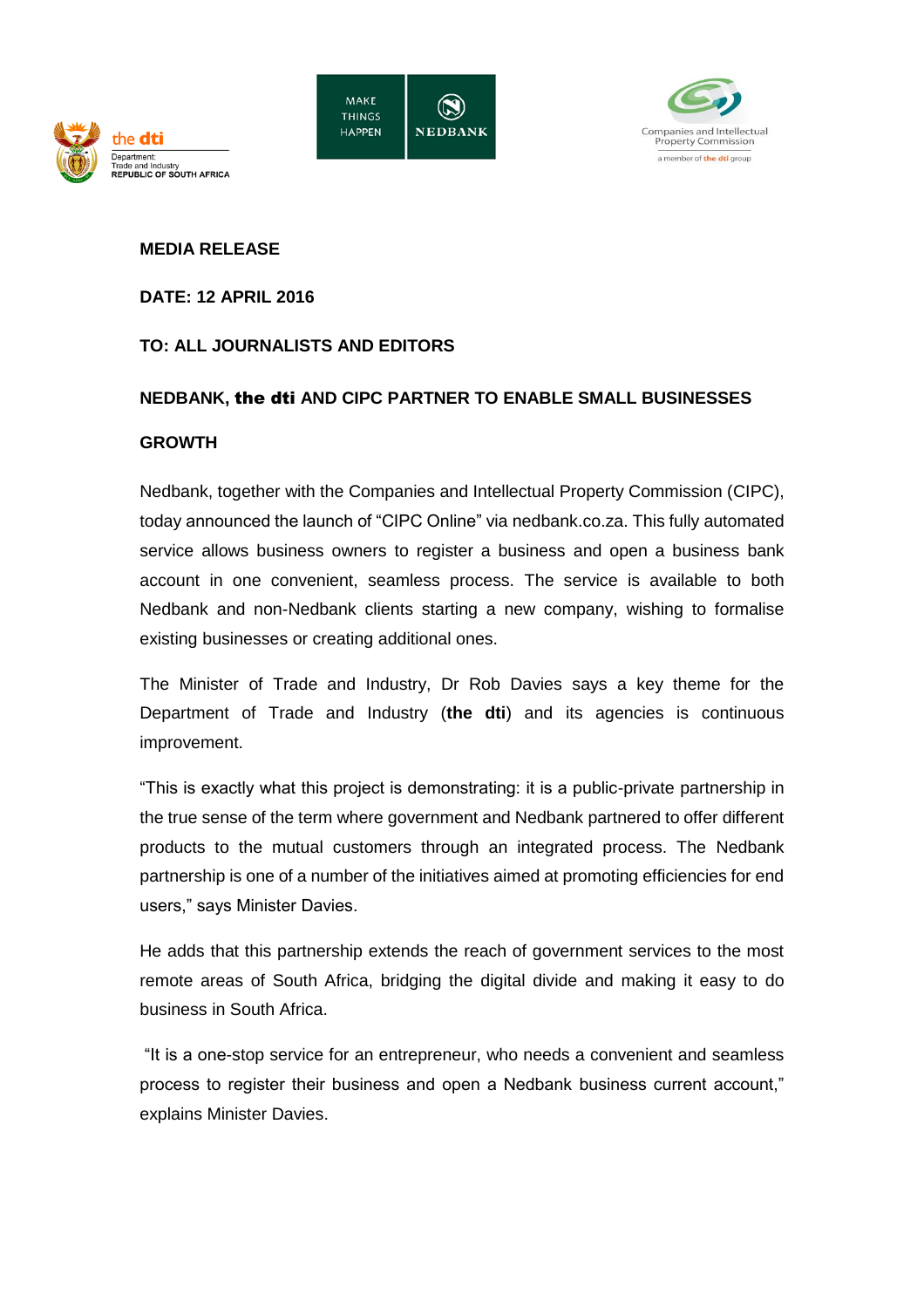**MEDIA RELEASE**

**DATE: 12 APRIL 2016**

**TO: ALL JOURNALISTS AND EDITORS**

# NEDBANK, the dti AND CIPC PARTNER TO ENABLE SMALL BUSINESSES GROWTH

Nedbank, together with the Companies and Intellectual Property Commission (CIPC), today announced the launch of "CIPC Online" via nedbank.co.za. This fully automated service allows business owners to register a business and open a business bank account in one convenient, seamless process. The service is available to both Nedbank and non-Nedbank clients starting a new company, wishing to formalise existing businesses or creating additional ones.

The Minister of Trade and Industry, Dr Rob Davies says a key theme for the Department of Trade and Industry (**the dti**) and its agencies is continuous improvement.

"This is exactly what this project is demonstrating: it is a public-private partnership in the true sense of the term where government and Nedbank partnered to offer different products to the mutual customers through an integrated process. The Nedbank partnership is one of a number of the initiatives aimed at promoting efficiencies for end users," says Minister Davies.

He adds that this partnership extends the reach of government services to the most remote areas of South Africa, bridging the digital divide and making it easy to do business in South Africa.

"It is a one-stop service for an entrepreneur, who needs a convenient and seamless process to register their business and open a Nedbank business current account," explains Minister Davies.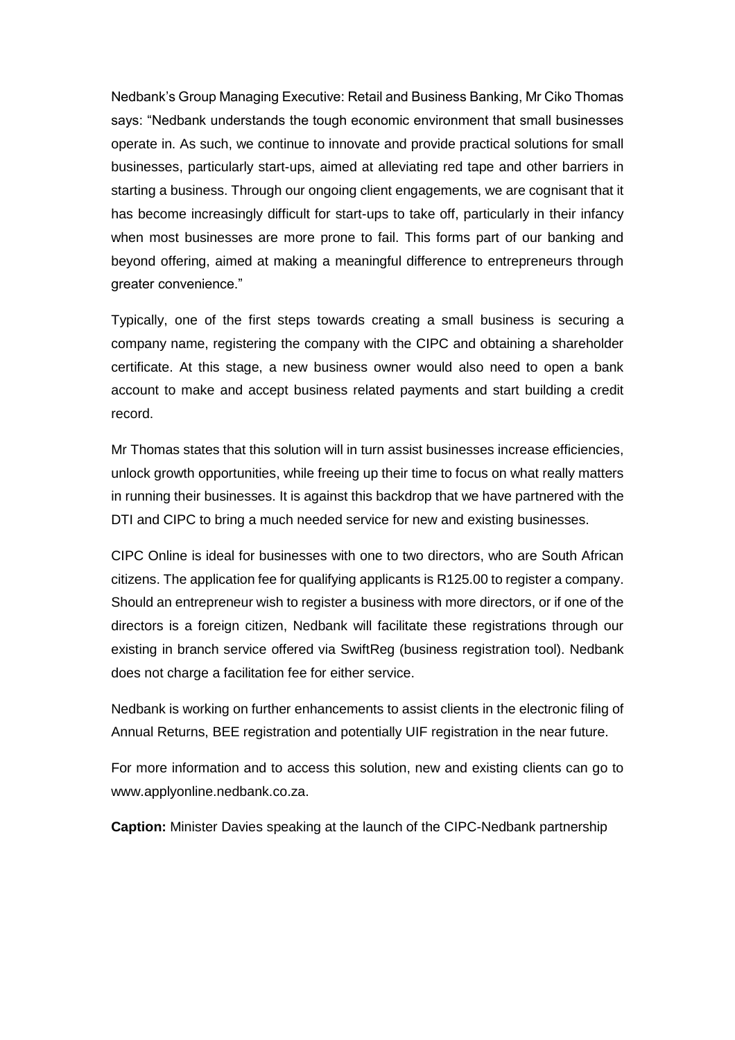Nedbank's Group Managing Executive: Retail and Business Banking, Mr Ciko Thomas says: "Nedbank understands the tough economic environment that small businesses operate in. As such, we continue to innovate and provide practical solutions for small businesses, particularly start-ups, aimed at alleviating red tape and other barriers in starting a business. Through our ongoing client engagements, we are cognisant that it has become increasingly difficult for start-ups to take off, particularly in their infancy when most businesses are more prone to fail. This forms part of our banking and beyond offering, aimed at making a meaningful difference to entrepreneurs through greater convenience."

Typically, one of the first steps towards creating a small business is securing a company name, registering the company with the CIPC and obtaining a shareholder certificate. At this stage, a new business owner would also need to open a bank account to make and accept business related payments and start building a credit record.

Mr Thomas states that this solution will in turn assist businesses increase efficiencies, unlock growth opportunities, while freeing up their time to focus on what really matters in running their businesses. It is against this backdrop that we have partnered with the DTI and CIPC to bring a much needed service for new and existing businesses.

CIPC Online is ideal for businesses with one to two directors, who are South African citizens. The application fee for qualifying applicants is R125.00 to register a company. Should an entrepreneur wish to register a business with more directors, or if one of the directors is a foreign citizen, Nedbank will facilitate these registrations through our existing in branch service offered via SwiftReg (business registration tool). Nedbank does not charge a facilitation fee for either service.

Nedbank is working on further enhancements to assist clients in the electronic filing of Annual Returns, BEE registration and potentially UIF registration in the near future.

For more information and to access this solution, new and existing clients can go to www.applyonline.nedbank.co.za.

**Caption:** Minister Davies speaking at the launch of the CIPC-Nedbank partnership